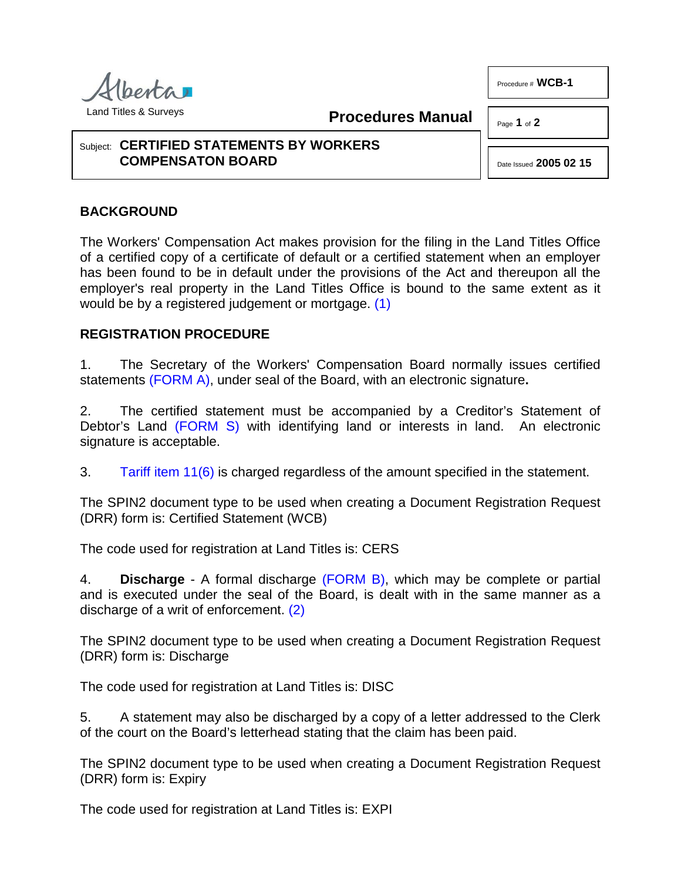Land Titles & Surveys

**Procedures Manual**

Procedure # **WCB-1**

Date Issued **2005 02 15**

Subject: **CERTIFIED STATEMENTS BY WORKERS COMPENSATON BOARD**

## BACKGROUND

The Workers' Compensation Act makes provision for the filing in the Land Titles Office of a certified copy of a certificate of default or a certified statement when an employer has been found to be in default under the provisions of the Act and thereupon all the employer's real property in the Land Titles Office is bound to the same extent as it would be by a registered judgement or mortgage. (1)

## REGISTRATION PROCEDURE

1. The Secretary of the Workers' Compensation Board normally issues certified statements (FORM A), under seal of the Board, with an electronic signature**.**

2. The certified statement must be accompanied by a Creditor's Statement of Debtor's Land (FORM S) with identifying land or interests in land. An electronic signature is acceptable.

3. Tariff item 11(6) is charged regardless of the amount specified in the statement.

The SPIN2 document type to be used when creating a Document Registration Request (DRR) form is: Certified Statement (WCB)

The code used for registration at Land Titles is: CERS

4. **Discharge** - A formal discharge (FORM B), which may be complete or partial and is executed under the seal of the Board, is dealt with in the same manner as a discharge of a writ of enforcement. (2)

The SPIN2 document type to be used when creating a Document Registration Request (DRR) form is: Discharge

The code used for registration at Land Titles is: DISC

5. A statement may also be discharged by a copy of a letter addressed to the Clerk of the court on the Board's letterhead stating that the claim has been paid.

The SPIN2 document type to be used when creating a Document Registration Request (DRR) form is: Expiry

The code used for registration at Land Titles is: EXPI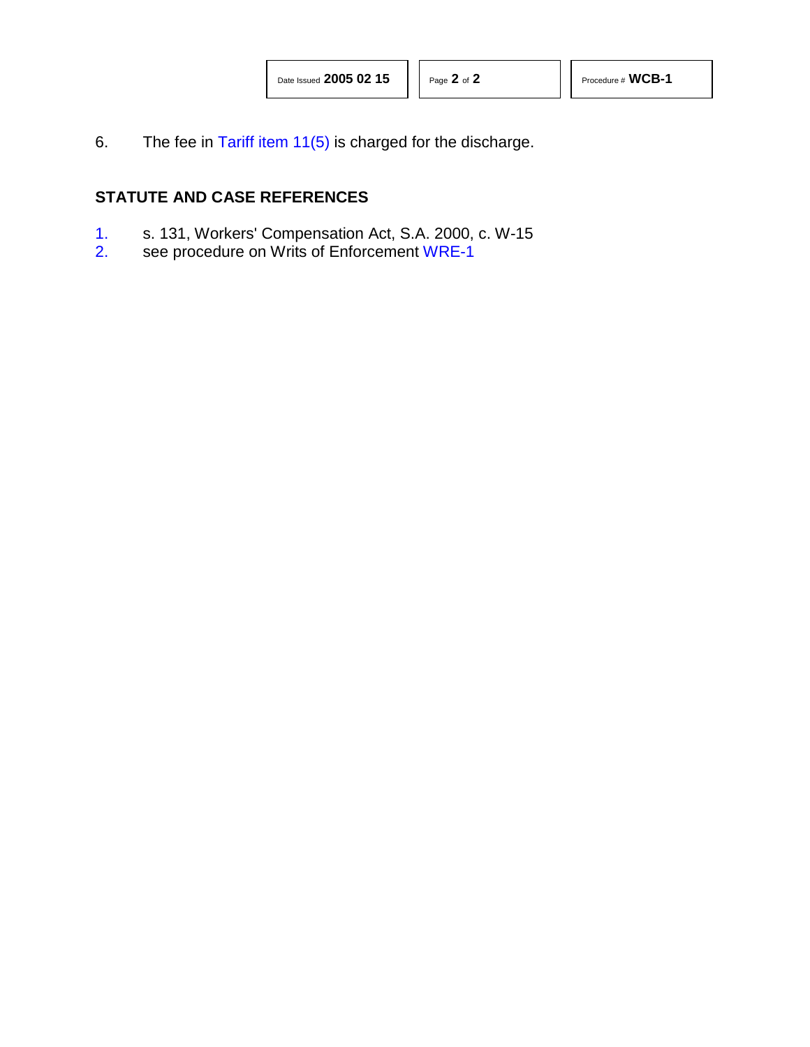6. The fee in Tariff item 11(5) is charged for the discharge.

## STATUTE AND CASE REFERENCES

1. s. 131, Workers' Compensation Act, S.A. 2000, c. W-15
2. see procedure on Writs of Enforcement WRE-1